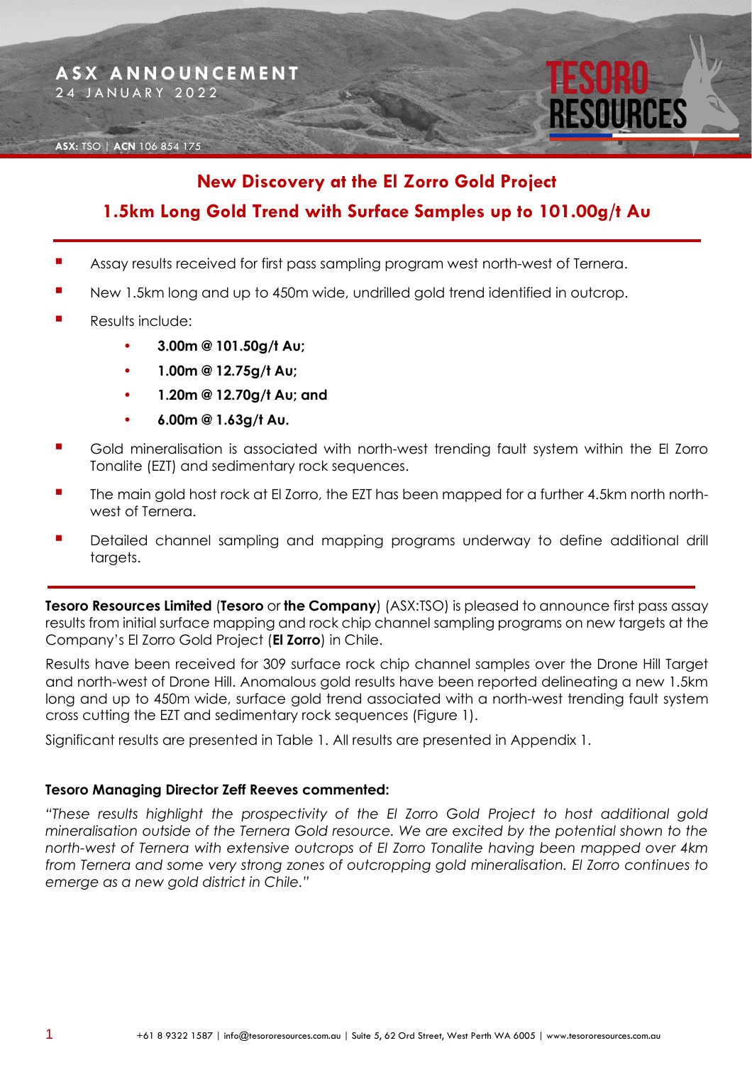**ASX ANNOUNCEMENT**
24 JANUARY 2022

**ASX:** TSO | **ACN** 106 854 175

# New Discovery at the El Zorro Gold Project

## 1.5km Long Gold Trend with Surface Samples up to 101.00g/t Au

- Assay results received for first pass sampling program west north-west of Ternera.
- New 1.5km long and up to 450m wide, undrilled gold trend identified in outcrop.
- Results include:
  - **3.00m @ 101.50g/t Au;**
  - **1.00m @ 12.75g/t Au;**
  - **1.20m @ 12.70g/t Au; and**
  - **6.00m @ 1.63g/t Au.**
- Gold mineralisation is associated with north-west trending fault system within the El Zorro Tonalite (EZT) and sedimentary rock sequences.
- The main gold host rock at El Zorro, the EZT has been mapped for a further 4.5km north north-west of Ternera.
- Detailed channel sampling and mapping programs underway to define additional drill targets.

**Tesoro Resources Limited** (**Tesoro** or **the Company**) (ASX:TSO) is pleased to announce first pass assay results from initial surface mapping and rock chip channel sampling programs on new targets at the Company's El Zorro Gold Project (**El Zorro**) in Chile.

Results have been received for 309 surface rock chip channel samples over the Drone Hill Target and north-west of Drone Hill. Anomalous gold results have been reported delineating a new 1.5km long and up to 450m wide, surface gold trend associated with a north-west trending fault system cross cutting the EZT and sedimentary rock sequences (Figure 1).

Significant results are presented in Table 1. All results are presented in Appendix 1.

**Tesoro Managing Director Zeff Reeves commented:**

*"These results highlight the prospectivity of the El Zorro Gold Project to host additional gold mineralisation outside of the Ternera Gold resource. We are excited by the potential shown to the north-west of Ternera with extensive outcrops of El Zorro Tonalite having been mapped over 4km from Ternera and some very strong zones of outcropping gold mineralisation. El Zorro continues to emerge as a new gold district in Chile."*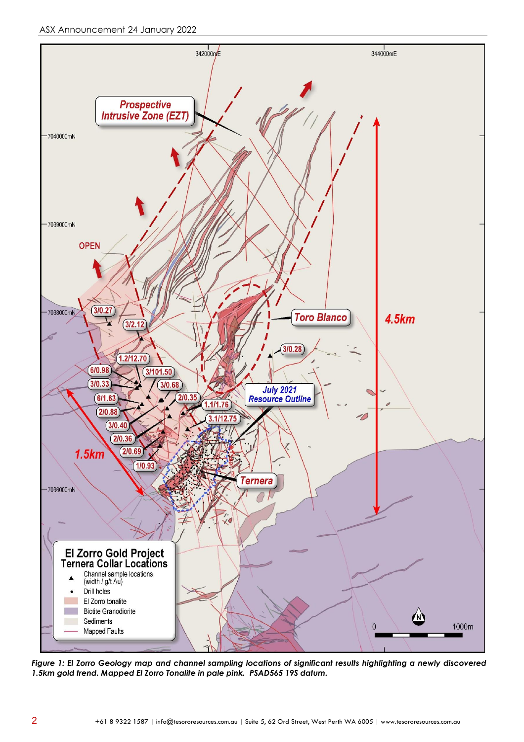*Figure 1: El Zorro Geology map and channel sampling locations of significant results highlighting a newly discovered 1.5km gold trend. Mapped El Zorro Tonalite in pale pink. PSAD565 19S datum.*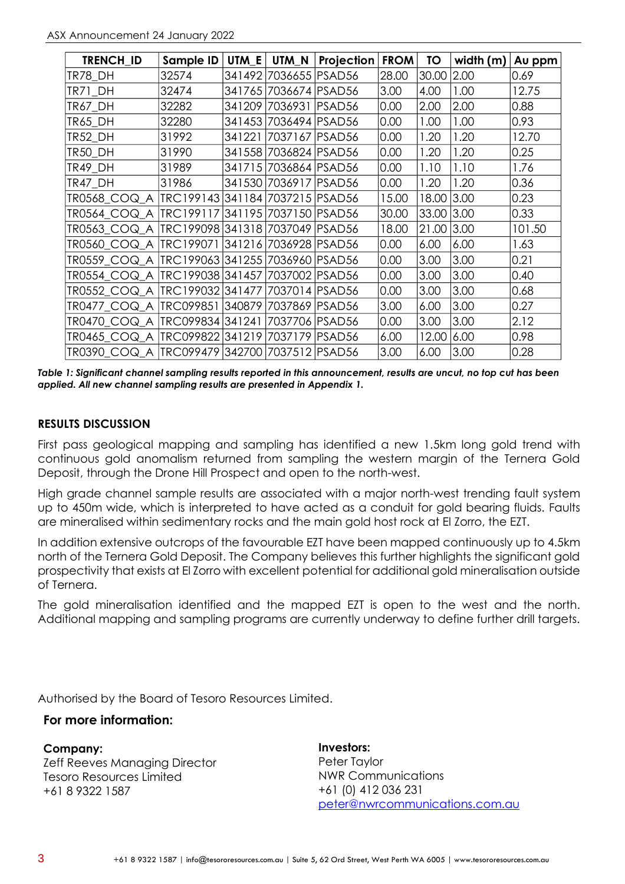| TRENCH_ID | Sample ID | UTM_E | UTM_N | Projection | FROM | TO | width (m) | Au ppm |
|---|---|---|---|---|---|---|---|---|
| TR78_DH | 32574 | 341492 | 7036655 | PSAD56 | 28.00 | 30.00 | 2.00 | 0.69 |
| TR71_DH | 32474 | 341765 | 7036674 | PSAD56 | 3.00 | 4.00 | 1.00 | 12.75 |
| TR67_DH | 32282 | 341209 | 7036931 | PSAD56 | 0.00 | 2.00 | 2.00 | 0.88 |
| TR65_DH | 32280 | 341453 | 7036494 | PSAD56 | 0.00 | 1.00 | 1.00 | 0.93 |
| TR52_DH | 31992 | 341221 | 7037167 | PSAD56 | 0.00 | 1.20 | 1.20 | 12.70 |
| TR50_DH | 31990 | 341558 | 7036824 | PSAD56 | 0.00 | 1.20 | 1.20 | 0.25 |
| TR49_DH | 31989 | 341715 | 7036864 | PSAD56 | 0.00 | 1.10 | 1.10 | 1.76 |
| TR47_DH | 31986 | 341530 | 7036917 | PSAD56 | 0.00 | 1.20 | 1.20 | 0.36 |
| TR0568_COQ_A | TRC199143 | 341184 | 7037215 | PSAD56 | 15.00 | 18.00 | 3.00 | 0.23 |
| TR0564_COQ_A | TRC199117 | 341195 | 7037150 | PSAD56 | 30.00 | 33.00 | 3.00 | 0.33 |
| TR0563_COQ_A | TRC199098 | 341318 | 7037049 | PSAD56 | 18.00 | 21.00 | 3.00 | 101.50 |
| TR0560_COQ_A | TRC199071 | 341216 | 7036928 | PSAD56 | 0.00 | 6.00 | 6.00 | 1.63 |
| TR0559_COQ_A | TRC199063 | 341255 | 7036960 | PSAD56 | 0.00 | 3.00 | 3.00 | 0.21 |
| TR0554_COQ_A | TRC199038 | 341457 | 7037002 | PSAD56 | 0.00 | 3.00 | 3.00 | 0.40 |
| TR0552_COQ_A | TRC199032 | 341477 | 7037014 | PSAD56 | 0.00 | 3.00 | 3.00 | 0.68 |
| TR0477_COQ_A | TRC099851 | 340879 | 7037869 | PSAD56 | 3.00 | 6.00 | 3.00 | 0.27 |
| TR0470_COQ_A | TRC099834 | 341241 | 7037706 | PSAD56 | 0.00 | 3.00 | 3.00 | 2.12 |
| TR0465_COQ_A | TRC099822 | 341219 | 7037179 | PSAD56 | 6.00 | 12.00 | 6.00 | 0.98 |
| TR0390_COQ_A | TRC099479 | 342700 | 7037512 | PSAD56 | 3.00 | 6.00 | 3.00 | 0.28 |

***Table 1: Significant channel sampling results reported in this announcement, results are uncut, no top cut has been applied. All new channel sampling results are presented in Appendix 1.***

## RESULTS DISCUSSION

First pass geological mapping and sampling has identified a new 1.5km long gold trend with continuous gold anomalism returned from sampling the western margin of the Ternera Gold Deposit, through the Drone Hill Prospect and open to the north-west.

High grade channel sample results are associated with a major north-west trending fault system up to 450m wide, which is interpreted to have acted as a conduit for gold bearing fluids. Faults are mineralised within sedimentary rocks and the main gold host rock at El Zorro, the EZT.

In addition extensive outcrops of the favourable EZT have been mapped continuously up to 4.5km north of the Ternera Gold Deposit. The Company believes this further highlights the significant gold prospectivity that exists at El Zorro with excellent potential for additional gold mineralisation outside of Ternera.

The gold mineralisation identified and the mapped EZT is open to the west and the north. Additional mapping and sampling programs are currently underway to define further drill targets.

Authorised by the Board of Tesoro Resources Limited.

### For more information:

**Company:**
Zeff Reeves Managing Director
Tesoro Resources Limited
+61 8 9322 1587

**Investors:**
Peter Taylor
NWR Communications
+61 (0) 412 036 231
peter@nwrcommunications.com.au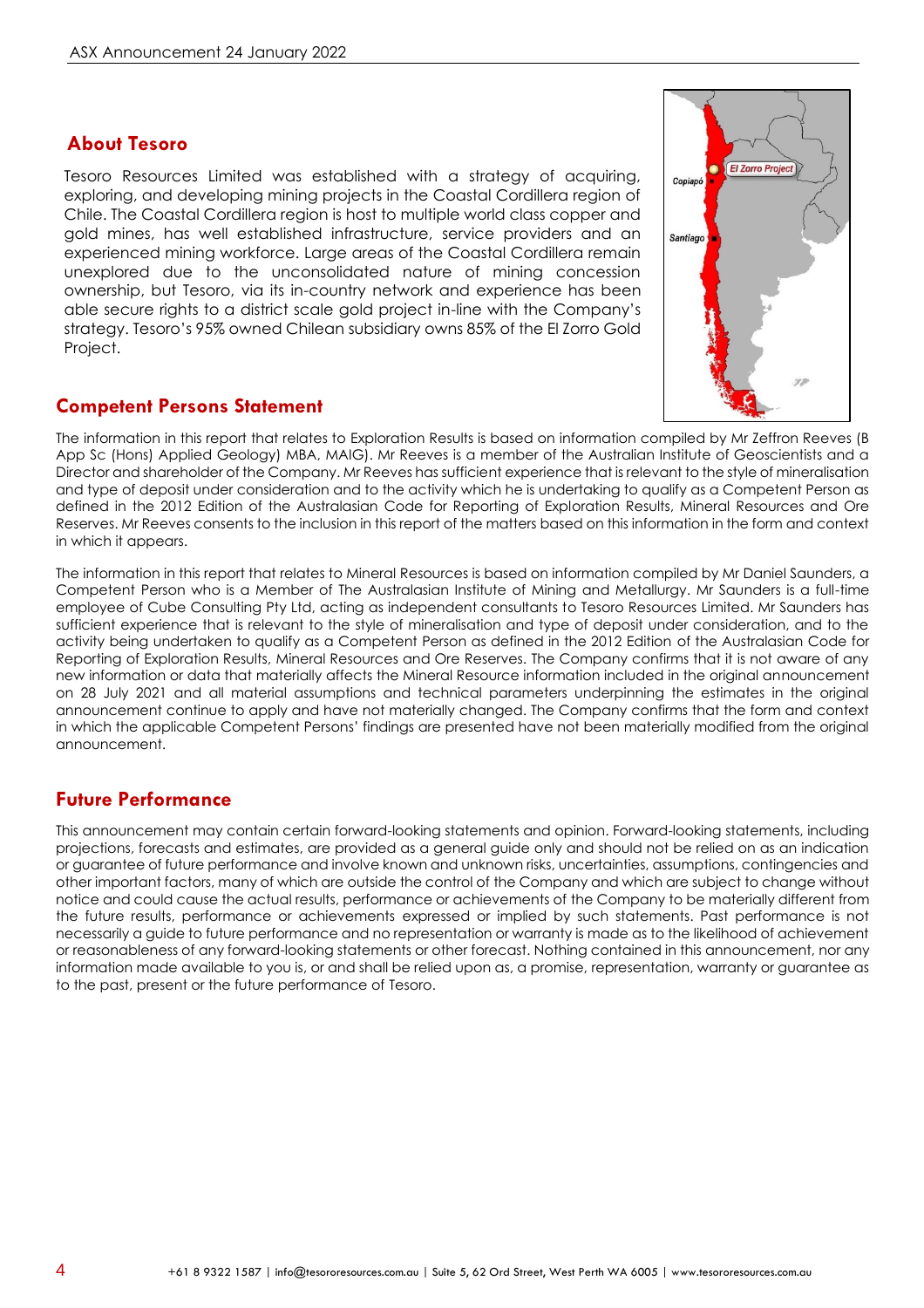## About Tesoro

Tesoro Resources Limited was established with a strategy of acquiring, exploring, and developing mining projects in the Coastal Cordillera region of Chile. The Coastal Cordillera region is host to multiple world class copper and gold mines, has well established infrastructure, service providers and an experienced mining workforce. Large areas of the Coastal Cordillera remain unexplored due to the unconsolidated nature of mining concession ownership, but Tesoro, via its in-country network and experience has been able secure rights to a district scale gold project in-line with the Company's strategy. Tesoro's 95% owned Chilean subsidiary owns 85% of the El Zorro Gold Project.

## Competent Persons Statement

The information in this report that relates to Exploration Results is based on information compiled by Mr Zeffron Reeves (B App Sc (Hons) Applied Geology) MBA, MAIG). Mr Reeves is a member of the Australian Institute of Geoscientists and a Director and shareholder of the Company. Mr Reeves has sufficient experience that is relevant to the style of mineralisation and type of deposit under consideration and to the activity which he is undertaking to qualify as a Competent Person as defined in the 2012 Edition of the Australasian Code for Reporting of Exploration Results, Mineral Resources and Ore Reserves. Mr Reeves consents to the inclusion in this report of the matters based on this information in the form and context in which it appears.

The information in this report that relates to Mineral Resources is based on information compiled by Mr Daniel Saunders, a Competent Person who is a Member of The Australasian Institute of Mining and Metallurgy. Mr Saunders is a full-time employee of Cube Consulting Pty Ltd, acting as independent consultants to Tesoro Resources Limited. Mr Saunders has sufficient experience that is relevant to the style of mineralisation and type of deposit under consideration, and to the activity being undertaken to qualify as a Competent Person as defined in the 2012 Edition of the Australasian Code for Reporting of Exploration Results, Mineral Resources and Ore Reserves. The Company confirms that it is not aware of any new information or data that materially affects the Mineral Resource information included in the original announcement on 28 July 2021 and all material assumptions and technical parameters underpinning the estimates in the original announcement continue to apply and have not materially changed. The Company confirms that the form and context in which the applicable Competent Persons' findings are presented have not been materially modified from the original announcement.

## Future Performance

This announcement may contain certain forward-looking statements and opinion. Forward-looking statements, including projections, forecasts and estimates, are provided as a general guide only and should not be relied on as an indication or guarantee of future performance and involve known and unknown risks, uncertainties, assumptions, contingencies and other important factors, many of which are outside the control of the Company and which are subject to change without notice and could cause the actual results, performance or achievements of the Company to be materially different from the future results, performance or achievements expressed or implied by such statements. Past performance is not necessarily a guide to future performance and no representation or warranty is made as to the likelihood of achievement or reasonableness of any forward-looking statements or other forecast. Nothing contained in this announcement, nor any information made available to you is, or and shall be relied upon as, a promise, representation, warranty or guarantee as to the past, present or the future performance of Tesoro.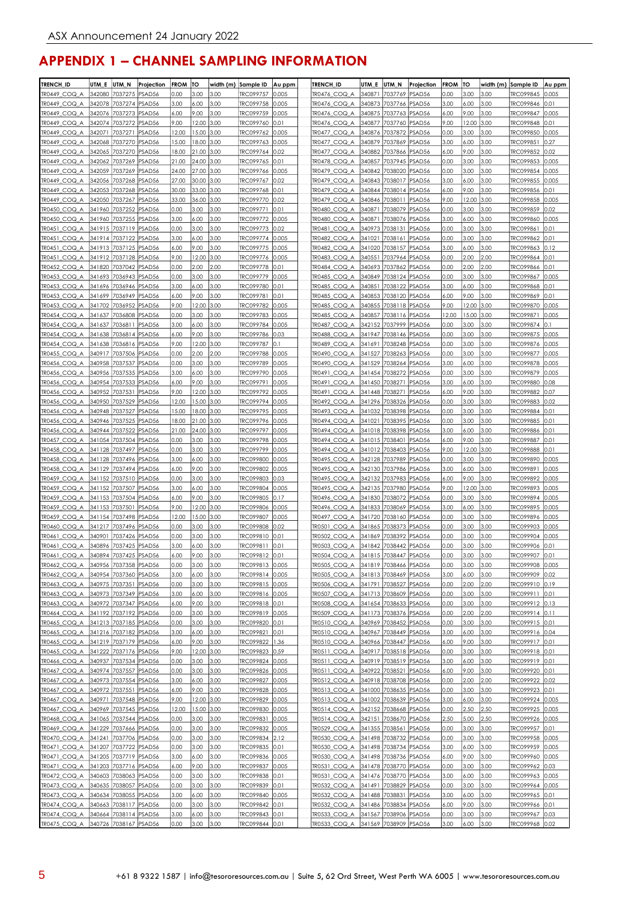## APPENDIX 1 – CHANNEL SAMPLING INFORMATION

| TRENCH_ID | UTM_E | UTM_N | Projection | FROM | TO | width (m) | Sample ID | Au ppm |
|---|---|---|---|---|---|---|---|---|
| TR0449_COQ_A | 342080 | 7037275 | PSAD56 | 0.00 | 3.00 | 3.00 | TRC099757 | 0.005 |
| TR0449_COQ_A | 342078 | 7037274 | PSAD56 | 3.00 | 6.00 | 3.00 | TRC099758 | 0.005 |
| TR0449_COQ_A | 342076 | 7037273 | PSAD56 | 6.00 | 9.00 | 3.00 | TRC099759 | 0.005 |
| TR0449_COQ_A | 342074 | 7037272 | PSAD56 | 9.00 | 12.00 | 3.00 | TRC099760 | 0.01 |
| TR0449_COQ_A | 342071 | 7037271 | PSAD56 | 12.00 | 15.00 | 3.00 | TRC099762 | 0.005 |
| TR0449_COQ_A | 342068 | 7037270 | PSAD56 | 15.00 | 18.00 | 3.00 | TRC099763 | 0.005 |
| TR0449_COQ_A | 342065 | 7037270 | PSAD56 | 18.00 | 21.00 | 3.00 | TRC099764 | 0.02 |
| TR0449_COQ_A | 342062 | 7037269 | PSAD56 | 21.00 | 24.00 | 3.00 | TRC099765 | 0.01 |
| TR0449_COQ_A | 342059 | 7037269 | PSAD56 | 24.00 | 27.00 | 3.00 | TRC099766 | 0.005 |
| TR0449_COQ_A | 342056 | 7037268 | PSAD56 | 27.00 | 30.00 | 3.00 | TRC099767 | 0.02 |
| TR0449_COQ_A | 342053 | 7037268 | PSAD56 | 30.00 | 33.00 | 3.00 | TRC099768 | 0.01 |
| TR0449_COQ_A | 342050 | 7037267 | PSAD56 | 33.00 | 36.00 | 3.00 | TRC099770 | 0.02 |
| TR0450_COQ_A | 341960 | 7037252 | PSAD56 | 0.00 | 3.00 | 3.00 | TRC099771 | 0.01 |
| TR0450_COQ_A | 341960 | 7037255 | PSAD56 | 3.00 | 6.00 | 3.00 | TRC099772 | 0.005 |
| TR0451_COQ_A | 341915 | 7037119 | PSAD56 | 0.00 | 3.00 | 3.00 | TRC099773 | 0.02 |
| TR0451_COQ_A | 341914 | 7037122 | PSAD56 | 3.00 | 6.00 | 3.00 | TRC099774 | 0.005 |
| TR0451_COQ_A | 341913 | 7037125 | PSAD56 | 6.00 | 9.00 | 3.00 | TRC099775 | 0.005 |
| TR0451_COQ_A | 341912 | 7037128 | PSAD56 | 9.00 | 12.00 | 3.00 | TRC099776 | 0.005 |
| TR0452_COQ_A | 341820 | 7037042 | PSAD56 | 0.00 | 2.00 | 2.00 | TRC099778 | 0.01 |
| TR0453_COQ_A | 341693 | 7036943 | PSAD56 | 0.00 | 3.00 | 3.00 | TRC099779 | 0.005 |
| TR0453_COQ_A | 341696 | 7036946 | PSAD56 | 3.00 | 6.00 | 3.00 | TRC099780 | 0.01 |
| TR0453_COQ_A | 341699 | 7036949 | PSAD56 | 6.00 | 9.00 | 3.00 | TRC099781 | 0.01 |
| TR0453_COQ_A | 341702 | 7036952 | PSAD56 | 9.00 | 12.00 | 3.00 | TRC099782 | 0.005 |
| TR0454_COQ_A | 341637 | 7036808 | PSAD56 | 0.00 | 3.00 | 3.00 | TRC099783 | 0.005 |
| TR0454_COQ_A | 341637 | 7036811 | PSAD56 | 3.00 | 6.00 | 3.00 | TRC099784 | 0.005 |
| TR0454_COQ_A | 341638 | 7036814 | PSAD56 | 6.00 | 9.00 | 3.00 | TRC099786 | 0.03 |
| TR0454_COQ_A | 341638 | 7036816 | PSAD56 | 9.00 | 12.00 | 3.00 | TRC099787 | 0.1 |
| TR0455_COQ_A | 340917 | 7037506 | PSAD56 | 0.00 | 2.00 | 2.00 | TRC099788 | 0.005 |
| TR0456_COQ_A | 340958 | 7037537 | PSAD56 | 0.00 | 3.00 | 3.00 | TRC099789 | 0.005 |
| TR0456_COQ_A | 340956 | 7037535 | PSAD56 | 3.00 | 6.00 | 3.00 | TRC099790 | 0.005 |
| TR0456_COQ_A | 340954 | 7037533 | PSAD56 | 6.00 | 9.00 | 3.00 | TRC099791 | 0.005 |
| TR0456_COQ_A | 340952 | 7037531 | PSAD56 | 9.00 | 12.00 | 3.00 | TRC099792 | 0.005 |
| TR0456_COQ_A | 340950 | 7037529 | PSAD56 | 12.00 | 15.00 | 3.00 | TRC099794 | 0.005 |
| TR0456_COQ_A | 340948 | 7037527 | PSAD56 | 15.00 | 18.00 | 3.00 | TRC099795 | 0.005 |
| TR0456_COQ_A | 340946 | 7037525 | PSAD56 | 18.00 | 21.00 | 3.00 | TRC099796 | 0.005 |
| TR0456_COQ_A | 340944 | 7037522 | PSAD56 | 21.00 | 24.00 | 3.00 | TRC099797 | 0.005 |
| TR0457_COQ_A | 341054 | 7037504 | PSAD56 | 0.00 | 3.00 | 3.00 | TRC099798 | 0.005 |
| TR0458_COQ_A | 341128 | 7037497 | PSAD56 | 0.00 | 3.00 | 3.00 | TRC099799 | 0.005 |
| TR0458_COQ_A | 341128 | 7037496 | PSAD56 | 3.00 | 6.00 | 3.00 | TRC099800 | 0.005 |
| TR0458_COQ_A | 341129 | 7037494 | PSAD56 | 6.00 | 9.00 | 3.00 | TRC099802 | 0.005 |
| TR0459_COQ_A | 341152 | 7037510 | PSAD56 | 0.00 | 3.00 | 3.00 | TRC099803 | 0.03 |
| TR0459_COQ_A | 341152 | 7037507 | PSAD56 | 3.00 | 6.00 | 3.00 | TRC099804 | 0.005 |
| TR0459_COQ_A | 341153 | 7037504 | PSAD56 | 6.00 | 9.00 | 3.00 | TRC099805 | 0.17 |
| TR0459_COQ_A | 341153 | 7037501 | PSAD56 | 9.00 | 12.00 | 3.00 | TRC099806 | 0.005 |
| TR0459_COQ_A | 341154 | 7037498 | PSAD56 | 12.00 | 15.00 | 3.00 | TRC099807 | 0.005 |
| TR0460_COQ_A | 341217 | 7037496 | PSAD56 | 0.00 | 3.00 | 3.00 | TRC099808 | 0.02 |
| TR0461_COQ_A | 340901 | 7037426 | PSAD56 | 0.00 | 3.00 | 3.00 | TRC099810 | 0.01 |
| TR0461_COQ_A | 340896 | 7037425 | PSAD56 | 3.00 | 6.00 | 3.00 | TRC099811 | 0.01 |
| TR0461_COQ_A | 340894 | 7037425 | PSAD56 | 6.00 | 9.00 | 3.00 | TRC099812 | 0.01 |
| TR0462_COQ_A | 340956 | 7037358 | PSAD56 | 0.00 | 3.00 | 3.00 | TRC099813 | 0.005 |
| TR0462_COQ_A | 340954 | 7037360 | PSAD56 | 3.00 | 6.00 | 3.00 | TRC099814 | 0.005 |
| TR0463_COQ_A | 340975 | 7037351 | PSAD56 | 0.00 | 3.00 | 3.00 | TRC099815 | 0.005 |
| TR0463_COQ_A | 340973 | 7037349 | PSAD56 | 3.00 | 6.00 | 3.00 | TRC099816 | 0.005 |
| TR0463_COQ_A | 340972 | 7037347 | PSAD56 | 6.00 | 9.00 | 3.00 | TRC099818 | 0.01 |
| TR0464_COQ_A | 341192 | 7037192 | PSAD56 | 0.00 | 3.00 | 3.00 | TRC099819 | 0.005 |
| TR0465_COQ_A | 341213 | 7037185 | PSAD56 | 0.00 | 3.00 | 3.00 | TRC099820 | 0.01 |
| TR0465_COQ_A | 341216 | 7037182 | PSAD56 | 3.00 | 6.00 | 3.00 | TRC099821 | 0.01 |
| TR0465_COQ_A | 341219 | 7037179 | PSAD56 | 6.00 | 9.00 | 3.00 | TRC099822 | 1.36 |
| TR0465_COQ_A | 341222 | 7037176 | PSAD56 | 9.00 | 12.00 | 3.00 | TRC099823 | 0.59 |
| TR0466_COQ_A | 340937 | 7037534 | PSAD56 | 0.00 | 3.00 | 3.00 | TRC099824 | 0.005 |
| TR0467_COQ_A | 340974 | 7037557 | PSAD56 | 0.00 | 3.00 | 3.00 | TRC099826 | 0.005 |
| TR0467_COQ_A | 340973 | 7037554 | PSAD56 | 3.00 | 6.00 | 3.00 | TRC099827 | 0.005 |
| TR0467_COQ_A | 340972 | 7037551 | PSAD56 | 6.00 | 9.00 | 3.00 | TRC099828 | 0.005 |
| TR0467_COQ_A | 340971 | 7037548 | PSAD56 | 9.00 | 12.00 | 3.00 | TRC099829 | 0.005 |
| TR0467_COQ_A | 340969 | 7037545 | PSAD56 | 12.00 | 15.00 | 3.00 | TRC099830 | 0.005 |
| TR0468_COQ_A | 341065 | 7037544 | PSAD56 | 0.00 | 3.00 | 3.00 | TRC099831 | 0.005 |
| TR0469_COQ_A | 341229 | 7037666 | PSAD56 | 0.00 | 3.00 | 3.00 | TRC099832 | 0.005 |
| TR0470_COQ_A | 341241 | 7037706 | PSAD56 | 0.00 | 3.00 | 3.00 | TRC099834 | 2.12 |
| TR0471_COQ_A | 341207 | 7037722 | PSAD56 | 0.00 | 3.00 | 3.00 | TRC099835 | 0.01 |
| TR0471_COQ_A | 341205 | 7037719 | PSAD56 | 3.00 | 6.00 | 3.00 | TRC099836 | 0.005 |
| TR0471_COQ_A | 341203 | 7037716 | PSAD56 | 6.00 | 9.00 | 3.00 | TRC099837 | 0.005 |
| TR0472_COQ_A | 340603 | 7038063 | PSAD56 | 0.00 | 3.00 | 3.00 | TRC099838 | 0.01 |
| TR0473_COQ_A | 340635 | 7038057 | PSAD56 | 0.00 | 3.00 | 3.00 | TRC099839 | 0.01 |
| TR0473_COQ_A | 340634 | 7038055 | PSAD56 | 3.00 | 6.00 | 3.00 | TRC099840 | 0.005 |
| TR0474_COQ_A | 340663 | 7038117 | PSAD56 | 0.00 | 3.00 | 3.00 | TRC099842 | 0.01 |
| TR0474_COQ_A | 340664 | 7038114 | PSAD56 | 3.00 | 6.00 | 3.00 | TRC099843 | 0.01 |
| TR0475_COQ_A | 340726 | 7038167 | PSAD56 | 0.00 | 3.00 | 3.00 | TRC099844 | 0.01 |
| TR0476_COQ_A | 340871 | 7037769 | PSAD56 | 0.00 | 3.00 | 3.00 | TRC099845 | 0.005 |
| TR0476_COQ_A | 340873 | 7037766 | PSAD56 | 3.00 | 6.00 | 3.00 | TRC099846 | 0.01 |
| TR0476_COQ_A | 340875 | 7037763 | PSAD56 | 6.00 | 9.00 | 3.00 | TRC099847 | 0.005 |
| TR0476_COQ_A | 340877 | 7037760 | PSAD56 | 9.00 | 12.00 | 3.00 | TRC099848 | 0.01 |
| TR0477_COQ_A | 340876 | 7037872 | PSAD56 | 0.00 | 3.00 | 3.00 | TRC099850 | 0.005 |
| TR0477_COQ_A | 340879 | 7037869 | PSAD56 | 3.00 | 6.00 | 3.00 | TRC099851 | 0.27 |
| TR0477_COQ_A | 340882 | 7037866 | PSAD56 | 6.00 | 9.00 | 3.00 | TRC099852 | 0.02 |
| TR0478_COQ_A | 340857 | 7037945 | PSAD56 | 0.00 | 3.00 | 3.00 | TRC099853 | 0.005 |
| TR0479_COQ_A | 340842 | 7038020 | PSAD56 | 0.00 | 3.00 | 3.00 | TRC099854 | 0.005 |
| TR0479_COQ_A | 340843 | 7038017 | PSAD56 | 3.00 | 6.00 | 3.00 | TRC099855 | 0.005 |
| TR0479_COQ_A | 340844 | 7038014 | PSAD56 | 6.00 | 9.00 | 3.00 | TRC099856 | 0.01 |
| TR0479_COQ_A | 340846 | 7038011 | PSAD56 | 9.00 | 12.00 | 3.00 | TRC099858 | 0.005 |
| TR0480_COQ_A | 340871 | 7038079 | PSAD56 | 0.00 | 3.00 | 3.00 | TRC099859 | 0.02 |
| TR0480_COQ_A | 340871 | 7038076 | PSAD56 | 3.00 | 6.00 | 3.00 | TRC099860 | 0.005 |
| TR0481_COQ_A | 340973 | 7038131 | PSAD56 | 0.00 | 3.00 | 3.00 | TRC099861 | 0.01 |
| TR0482_COQ_A | 341021 | 7038161 | PSAD56 | 0.00 | 3.00 | 3.00 | TRC099862 | 0.01 |
| TR0482_COQ_A | 341020 | 7038157 | PSAD56 | 3.00 | 6.00 | 3.00 | TRC099863 | 0.12 |
| TR0483_COQ_A | 340551 | 7037964 | PSAD56 | 0.00 | 2.00 | 2.00 | TRC099864 | 0.01 |
| TR0484_COQ_A | 340693 | 7037862 | PSAD56 | 0.00 | 2.00 | 2.00 | TRC099866 | 0.01 |
| TR0485_COQ_A | 340849 | 7038124 | PSAD56 | 0.00 | 3.00 | 3.00 | TRC099867 | 0.005 |
| TR0485_COQ_A | 340851 | 7038122 | PSAD56 | 3.00 | 6.00 | 3.00 | TRC099868 | 0.01 |
| TR0485_COQ_A | 340853 | 7038120 | PSAD56 | 6.00 | 9.00 | 3.00 | TRC099869 | 0.01 |
| TR0485_COQ_A | 340855 | 7038118 | PSAD56 | 9.00 | 12.00 | 3.00 | TRC099870 | 0.005 |
| TR0485_COQ_A | 340857 | 7038116 | PSAD56 | 12.00 | 15.00 | 3.00 | TRC099871 | 0.005 |
| TR0487_COQ_A | 342152 | 7037999 | PSAD56 | 0.00 | 3.00 | 3.00 | TRC099874 | 0.1 |
| TR0488_COQ_A | 341947 | 7038146 | PSAD56 | 0.00 | 3.00 | 3.00 | TRC099875 | 0.005 |
| TR0489_COQ_A | 341691 | 7038248 | PSAD56 | 0.00 | 3.00 | 3.00 | TRC099876 | 0.005 |
| TR0490_COQ_A | 341527 | 7038263 | PSAD56 | 0.00 | 3.00 | 3.00 | TRC099877 | 0.005 |
| TR0490_COQ_A | 341529 | 7038264 | PSAD56 | 3.00 | 6.00 | 3.00 | TRC099878 | 0.005 |
| TR0491_COQ_A | 341454 | 7038272 | PSAD56 | 0.00 | 3.00 | 3.00 | TRC099879 | 0.005 |
| TR0491_COQ_A | 341450 | 7038271 | PSAD56 | 3.00 | 6.00 | 3.00 | TRC099880 | 0.08 |
| TR0491_COQ_A | 341448 | 7038271 | PSAD56 | 6.00 | 9.00 | 3.00 | TRC099882 | 0.07 |
| TR0492_COQ_A | 341296 | 7038326 | PSAD56 | 0.00 | 3.00 | 3.00 | TRC099883 | 0.02 |
| TR0493_COQ_A | 341032 | 7038398 | PSAD56 | 0.00 | 3.00 | 3.00 | TRC099884 | 0.01 |
| TR0494_COQ_A | 341021 | 7038395 | PSAD56 | 0.00 | 3.00 | 3.00 | TRC099885 | 0.01 |
| TR0494_COQ_A | 341018 | 7038398 | PSAD56 | 3.00 | 6.00 | 3.00 | TRC099886 | 0.01 |
| TR0494_COQ_A | 341015 | 7038401 | PSAD56 | 6.00 | 9.00 | 3.00 | TRC099887 | 0.01 |
| TR0494_COQ_A | 341012 | 7038403 | PSAD56 | 9.00 | 12.00 | 3.00 | TRC099888 | 0.01 |
| TR0495_COQ_A | 342128 | 7037989 | PSAD56 | 0.00 | 3.00 | 3.00 | TRC099890 | 0.005 |
| TR0495_COQ_A | 342130 | 7037986 | PSAD56 | 3.00 | 6.00 | 3.00 | TRC099891 | 0.005 |
| TR0495_COQ_A | 342132 | 7037983 | PSAD56 | 6.00 | 9.00 | 3.00 | TRC099892 | 0.005 |
| TR0495_COQ_A | 342135 | 7037980 | PSAD56 | 9.00 | 12.00 | 3.00 | TRC099893 | 0.005 |
| TR0496_COQ_A | 341830 | 7038072 | PSAD56 | 0.00 | 3.00 | 3.00 | TRC099894 | 0.005 |
| TR0496_COQ_A | 341833 | 7038069 | PSAD56 | 3.00 | 6.00 | 3.00 | TRC099895 | 0.005 |
| TR0497_COQ_A | 341720 | 7038160 | PSAD56 | 0.00 | 3.00 | 3.00 | TRC099896 | 0.005 |
| TR0501_COQ_A | 341865 | 7038373 | PSAD56 | 0.00 | 3.00 | 3.00 | TRC099903 | 0.005 |
| TR0502_COQ_A | 341869 | 7038392 | PSAD56 | 0.00 | 3.00 | 3.00 | TRC099904 | 0.005 |
| TR0503_COQ_A | 341842 | 7038442 | PSAD56 | 0.00 | 3.00 | 3.00 | TRC099906 | 0.01 |
| TR0504_COQ_A | 341815 | 7038447 | PSAD56 | 0.00 | 3.00 | 3.00 | TRC099907 | 0.01 |
| TR0505_COQ_A | 341819 | 7038466 | PSAD56 | 0.00 | 3.00 | 3.00 | TRC099908 | 0.005 |
| TR0505_COQ_A | 341813 | 7038469 | PSAD56 | 3.00 | 6.00 | 3.00 | TRC099909 | 0.02 |
| TR0506_COQ_A | 341791 | 7038527 | PSAD56 | 0.00 | 2.00 | 2.00 | TRC099910 | 0.19 |
| TR0507_COQ_A | 341713 | 7038609 | PSAD56 | 0.00 | 3.00 | 3.00 | TRC099911 | 0.01 |
| TR0508_COQ_A | 341654 | 7038633 | PSAD56 | 0.00 | 3.00 | 3.00 | TRC099912 | 0.13 |
| TR0509_COQ_A | 341173 | 7038376 | PSAD56 | 0.00 | 2.00 | 2.00 | TRC099914 | 0.11 |
| TR0510_COQ_A | 340969 | 7038452 | PSAD56 | 0.00 | 3.00 | 3.00 | TRC099915 | 0.01 |
| TR0510_COQ_A | 340967 | 7038449 | PSAD56 | 3.00 | 6.00 | 3.00 | TRC099916 | 0.04 |
| TR0510_COQ_A | 340966 | 7038447 | PSAD56 | 6.00 | 9.00 | 3.00 | TRC099917 | 0.01 |
| TR0511_COQ_A | 340917 | 7038518 | PSAD56 | 0.00 | 3.00 | 3.00 | TRC099918 | 0.01 |
| TR0511_COQ_A | 340919 | 7038519 | PSAD56 | 3.00 | 6.00 | 3.00 | TRC099919 | 0.01 |
| TR0511_COQ_A | 340922 | 7038521 | PSAD56 | 6.00 | 9.00 | 3.00 | TRC099920 | 0.01 |
| TR0512_COQ_A | 340918 | 7038708 | PSAD56 | 0.00 | 2.00 | 2.00 | TRC099922 | 0.02 |
| TR0513_COQ_A | 341000 | 7038635 | PSAD56 | 0.00 | 3.00 | 3.00 | TRC099923 | 0.01 |
| TR0513_COQ_A | 341002 | 7038639 | PSAD56 | 3.00 | 6.00 | 3.00 | TRC099924 | 0.005 |
| TR0514_COQ_A | 342152 | 7038668 | PSAD56 | 0.00 | 2.50 | 2.50 | TRC099925 | 0.005 |
| TR0514_COQ_A | 342151 | 7038670 | PSAD56 | 2.50 | 5.00 | 2.50 | TRC099926 | 0.005 |
| TR0529_COQ_A | 341355 | 7038561 | PSAD56 | 0.00 | 3.00 | 3.00 | TRC099957 | 0.01 |
| TR0530_COQ_A | 341498 | 7038732 | PSAD56 | 0.00 | 3.00 | 3.00 | TRC099958 | 0.005 |
| TR0530_COQ_A | 341498 | 7038734 | PSAD56 | 3.00 | 6.00 | 3.00 | TRC099959 | 0.005 |
| TR0530_COQ_A | 341498 | 7038736 | PSAD56 | 6.00 | 9.00 | 3.00 | TRC099960 | 0.005 |
| TR0531_COQ_A | 341478 | 7038770 | PSAD56 | 0.00 | 3.00 | 3.00 | TRC099962 | 0.03 |
| TR0531_COQ_A | 341476 | 7038770 | PSAD56 | 3.00 | 6.00 | 3.00 | TRC099963 | 0.005 |
| TR0532_COQ_A | 341491 | 7038829 | PSAD56 | 0.00 | 3.00 | 3.00 | TRC099964 | 0.005 |
| TR0532_COQ_A | 341488 | 7038831 | PSAD56 | 3.00 | 6.00 | 3.00 | TRC099965 | 0.01 |
| TR0532_COQ_A | 341486 | 7038834 | PSAD56 | 6.00 | 9.00 | 3.00 | TRC099966 | 0.01 |
| TR0533_COQ_A | 341567 | 7038906 | PSAD56 | 0.00 | 3.00 | 3.00 | TRC099967 | 0.03 |
| TR0533_COQ_A | 341569 | 7038909 | PSAD56 | 3.00 | 6.00 | 3.00 | TRC099968 | 0.02 |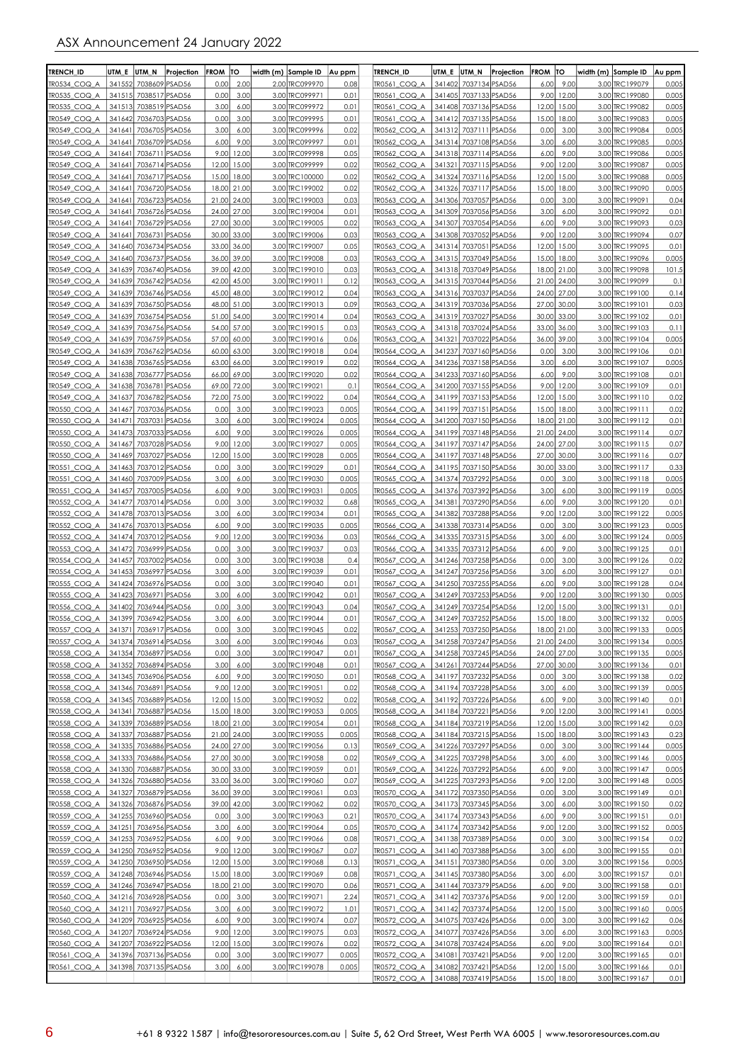| TRENCH_ID | UTM_E | UTM_N | Projection | FROM | TO | width (m) | Sample ID | Au ppm |
|---|---|---|---|---|---|---|---|---|
| TR0534_COQ_A | 341552 | 7038609 | PSAD56 | 0.00 | 2.00 | 2.00 | TRC099970 | 0.08 |
| TR0535_COQ_A | 341515 | 7038517 | PSAD56 | 0.00 | 3.00 | 3.00 | TRC099971 | 0.01 |
| TR0535_COQ_A | 341513 | 7038519 | PSAD56 | 3.00 | 6.00 | 3.00 | TRC099972 | 0.01 |
| TR0549_COQ_A | 341642 | 7036703 | PSAD56 | 0.00 | 3.00 | 3.00 | TRC099995 | 0.01 |
| TR0549_COQ_A | 341641 | 7036705 | PSAD56 | 3.00 | 6.00 | 3.00 | TRC099996 | 0.02 |
| TR0549_COQ_A | 341641 | 7036709 | PSAD56 | 6.00 | 9.00 | 3.00 | TRC099997 | 0.01 |
| TR0549_COQ_A | 341641 | 7036711 | PSAD56 | 9.00 | 12.00 | 3.00 | TRC099998 | 0.05 |
| TR0549_COQ_A | 341641 | 7036714 | PSAD56 | 12.00 | 15.00 | 3.00 | TRC099999 | 0.02 |
| TR0549_COQ_A | 341641 | 7036717 | PSAD56 | 15.00 | 18.00 | 3.00 | TRC100000 | 0.02 |
| TR0549_COQ_A | 341641 | 7036720 | PSAD56 | 18.00 | 21.00 | 3.00 | TRC199002 | 0.02 |
| TR0549_COQ_A | 341641 | 7036723 | PSAD56 | 21.00 | 24.00 | 3.00 | TRC199003 | 0.03 |
| TR0549_COQ_A | 341641 | 7036726 | PSAD56 | 24.00 | 27.00 | 3.00 | TRC199004 | 0.01 |
| TR0549_COQ_A | 341641 | 7036729 | PSAD56 | 27.00 | 30.00 | 3.00 | TRC199005 | 0.02 |
| TR0549_COQ_A | 341641 | 7036731 | PSAD56 | 30.00 | 33.00 | 3.00 | TRC199006 | 0.03 |
| TR0549_COQ_A | 341640 | 7036734 | PSAD56 | 33.00 | 36.00 | 3.00 | TRC199007 | 0.05 |
| TR0549_COQ_A | 341640 | 7036737 | PSAD56 | 36.00 | 39.00 | 3.00 | TRC199008 | 0.03 |
| TR0549_COQ_A | 341639 | 7036740 | PSAD56 | 39.00 | 42.00 | 3.00 | TRC199010 | 0.03 |
| TR0549_COQ_A | 341639 | 7036742 | PSAD56 | 42.00 | 45.00 | 3.00 | TRC199011 | 0.12 |
| TR0549_COQ_A | 341639 | 7036746 | PSAD56 | 45.00 | 48.00 | 3.00 | TRC199012 | 0.04 |
| TR0549_COQ_A | 341639 | 7036750 | PSAD56 | 48.00 | 51.00 | 3.00 | TRC199013 | 0.09 |
| TR0549_COQ_A | 341639 | 7036754 | PSAD56 | 51.00 | 54.00 | 3.00 | TRC199014 | 0.04 |
| TR0549_COQ_A | 341639 | 7036756 | PSAD56 | 54.00 | 57.00 | 3.00 | TRC199015 | 0.03 |
| TR0549_COQ_A | 341639 | 7036759 | PSAD56 | 57.00 | 60.00 | 3.00 | TRC199016 | 0.06 |
| TR0549_COQ_A | 341639 | 7036762 | PSAD56 | 60.00 | 63.00 | 3.00 | TRC199018 | 0.04 |
| TR0549_COQ_A | 341638 | 7036765 | PSAD56 | 63.00 | 66.00 | 3.00 | TRC199019 | 0.02 |
| TR0549_COQ_A | 341638 | 7036777 | PSAD56 | 66.00 | 69.00 | 3.00 | TRC199020 | 0.02 |
| TR0549_COQ_A | 341638 | 7036781 | PSAD56 | 69.00 | 72.00 | 3.00 | TRC199021 | 0.1 |
| TR0549_COQ_A | 341637 | 7036782 | PSAD56 | 72.00 | 75.00 | 3.00 | TRC199022 | 0.04 |
| TR0550_COQ_A | 341467 | 7037036 | PSAD56 | 0.00 | 3.00 | 3.00 | TRC199023 | 0.005 |
| TR0550_COQ_A | 341471 | 7037031 | PSAD56 | 3.00 | 6.00 | 3.00 | TRC199024 | 0.005 |
| TR0550_COQ_A | 341473 | 7037033 | PSAD56 | 6.00 | 9.00 | 3.00 | TRC199026 | 0.005 |
| TR0550_COQ_A | 341467 | 7037028 | PSAD56 | 9.00 | 12.00 | 3.00 | TRC199027 | 0.005 |
| TR0550_COQ_A | 341469 | 7037027 | PSAD56 | 12.00 | 15.00 | 3.00 | TRC199028 | 0.005 |
| TR0551_COQ_A | 341463 | 7037012 | PSAD56 | 0.00 | 3.00 | 3.00 | TRC199029 | 0.01 |
| TR0551_COQ_A | 341460 | 7037009 | PSAD56 | 3.00 | 6.00 | 3.00 | TRC199030 | 0.005 |
| TR0551_COQ_A | 341457 | 7037005 | PSAD56 | 6.00 | 9.00 | 3.00 | TRC199031 | 0.005 |
| TR0552_COQ_A | 341477 | 7037014 | PSAD56 | 0.00 | 3.00 | 3.00 | TRC199032 | 0.68 |
| TR0552_COQ_A | 341478 | 7037013 | PSAD56 | 3.00 | 6.00 | 3.00 | TRC199034 | 0.01 |
| TR0552_COQ_A | 341476 | 7037013 | PSAD56 | 6.00 | 9.00 | 3.00 | TRC199035 | 0.005 |
| TR0552_COQ_A | 341474 | 7037012 | PSAD56 | 9.00 | 12.00 | 3.00 | TRC199036 | 0.03 |
| TR0553_COQ_A | 341472 | 7036999 | PSAD56 | 0.00 | 3.00 | 3.00 | TRC199037 | 0.03 |
| TR0554_COQ_A | 341457 | 7037002 | PSAD56 | 0.00 | 3.00 | 3.00 | TRC199038 | 0.4 |
| TR0554_COQ_A | 341453 | 7036997 | PSAD56 | 3.00 | 6.00 | 3.00 | TRC199039 | 0.01 |
| TR0555_COQ_A | 341424 | 7036976 | PSAD56 | 0.00 | 3.00 | 3.00 | TRC199040 | 0.01 |
| TR0555_COQ_A | 341423 | 7036971 | PSAD56 | 3.00 | 6.00 | 3.00 | TRC199042 | 0.01 |
| TR0556_COQ_A | 341402 | 7036944 | PSAD56 | 0.00 | 3.00 | 3.00 | TRC199043 | 0.04 |
| TR0556_COQ_A | 341399 | 7036942 | PSAD56 | 3.00 | 6.00 | 3.00 | TRC199044 | 0.01 |
| TR0557_COQ_A | 341371 | 7036917 | PSAD56 | 0.00 | 3.00 | 3.00 | TRC199045 | 0.02 |
| TR0557_COQ_A | 341374 | 7036914 | PSAD56 | 3.00 | 6.00 | 3.00 | TRC199046 | 0.03 |
| TR0558_COQ_A | 341354 | 7036897 | PSAD56 | 0.00 | 3.00 | 3.00 | TRC199047 | 0.01 |
| TR0558_COQ_A | 341352 | 7036894 | PSAD56 | 3.00 | 6.00 | 3.00 | TRC199048 | 0.01 |
| TR0558_COQ_A | 341345 | 7036906 | PSAD56 | 6.00 | 9.00 | 3.00 | TRC199050 | 0.01 |
| TR0558_COQ_A | 341346 | 7036891 | PSAD56 | 9.00 | 12.00 | 3.00 | TRC199051 | 0.02 |
| TR0558_COQ_A | 341345 | 7036889 | PSAD56 | 12.00 | 15.00 | 3.00 | TRC199052 | 0.02 |
| TR0558_COQ_A | 341341 | 7036887 | PSAD56 | 15.00 | 18.00 | 3.00 | TRC199053 | 0.005 |
| TR0558_COQ_A | 341339 | 7036889 | PSAD56 | 18.00 | 21.00 | 3.00 | TRC199054 | 0.01 |
| TR0558_COQ_A | 341337 | 7036887 | PSAD56 | 21.00 | 24.00 | 3.00 | TRC199055 | 0.005 |
| TR0558_COQ_A | 341335 | 7036886 | PSAD56 | 24.00 | 27.00 | 3.00 | TRC199056 | 0.13 |
| TR0558_COQ_A | 341333 | 7036886 | PSAD56 | 27.00 | 30.00 | 3.00 | TRC199058 | 0.02 |
| TR0558_COQ_A | 341330 | 7036887 | PSAD56 | 30.00 | 33.00 | 3.00 | TRC199059 | 0.01 |
| TR0558_COQ_A | 341326 | 7036880 | PSAD56 | 33.00 | 36.00 | 3.00 | TRC199060 | 0.07 |
| TR0558_COQ_A | 341327 | 7036879 | PSAD56 | 36.00 | 39.00 | 3.00 | TRC199061 | 0.03 |
| TR0558_COQ_A | 341326 | 7036876 | PSAD56 | 39.00 | 42.00 | 3.00 | TRC199062 | 0.02 |
| TR0559_COQ_A | 341255 | 7036960 | PSAD56 | 0.00 | 3.00 | 3.00 | TRC199063 | 0.21 |
| TR0559_COQ_A | 341251 | 7036956 | PSAD56 | 3.00 | 6.00 | 3.00 | TRC199064 | 0.05 |
| TR0559_COQ_A | 341253 | 7036952 | PSAD56 | 6.00 | 9.00 | 3.00 | TRC199066 | 0.08 |
| TR0559_COQ_A | 341250 | 7036952 | PSAD56 | 9.00 | 12.00 | 3.00 | TRC199067 | 0.07 |
| TR0559_COQ_A | 341250 | 7036950 | PSAD56 | 12.00 | 15.00 | 3.00 | TRC199068 | 0.13 |
| TR0559_COQ_A | 341248 | 7036946 | PSAD56 | 15.00 | 18.00 | 3.00 | TRC199069 | 0.08 |
| TR0559_COQ_A | 341246 | 7036947 | PSAD56 | 18.00 | 21.00 | 3.00 | TRC199070 | 0.06 |
| TR0560_COQ_A | 341216 | 7036928 | PSAD56 | 0.00 | 3.00 | 3.00 | TRC199071 | 2.24 |
| TR0560_COQ_A | 341211 | 7036927 | PSAD56 | 3.00 | 6.00 | 3.00 | TRC199072 | 1.01 |
| TR0560_COQ_A | 341209 | 7036925 | PSAD56 | 6.00 | 9.00 | 3.00 | TRC199074 | 0.07 |
| TR0560_COQ_A | 341207 | 7036924 | PSAD56 | 9.00 | 12.00 | 3.00 | TRC199075 | 0.03 |
| TR0560_COQ_A | 341207 | 7036922 | PSAD56 | 12.00 | 15.00 | 3.00 | TRC199076 | 0.02 |
| TR0561_COQ_A | 341396 | 7037136 | PSAD56 | 0.00 | 3.00 | 3.00 | TRC199077 | 0.005 |
| TR0561_COQ_A | 341398 | 7037135 | PSAD56 | 3.00 | 6.00 | 3.00 | TRC199078 | 0.005 |
| TR0561_COQ_A | 341402 | 7037134 | PSAD56 | 6.00 | 9.00 | 3.00 | TRC199079 | 0.005 |
| TR0561_COQ_A | 341405 | 7037133 | PSAD56 | 9.00 | 12.00 | 3.00 | TRC199080 | 0.005 |
| TR0561_COQ_A | 341408 | 7037136 | PSAD56 | 12.00 | 15.00 | 3.00 | TRC199082 | 0.005 |
| TR0561_COQ_A | 341412 | 7037135 | PSAD56 | 15.00 | 18.00 | 3.00 | TRC199083 | 0.005 |
| TR0562_COQ_A | 341312 | 7037111 | PSAD56 | 0.00 | 3.00 | 3.00 | TRC199084 | 0.005 |
| TR0562_COQ_A | 341314 | 7037108 | PSAD56 | 3.00 | 6.00 | 3.00 | TRC199085 | 0.005 |
| TR0562_COQ_A | 341318 | 7037114 | PSAD56 | 6.00 | 9.00 | 3.00 | TRC199086 | 0.005 |
| TR0562_COQ_A | 341321 | 7037115 | PSAD56 | 9.00 | 12.00 | 3.00 | TRC199087 | 0.005 |
| TR0562_COQ_A | 341324 | 7037116 | PSAD56 | 12.00 | 15.00 | 3.00 | TRC199088 | 0.005 |
| TR0562_COQ_A | 341326 | 7037117 | PSAD56 | 15.00 | 18.00 | 3.00 | TRC199090 | 0.005 |
| TR0563_COQ_A | 341306 | 7037057 | PSAD56 | 0.00 | 3.00 | 3.00 | TRC199091 | 0.04 |
| TR0563_COQ_A | 341309 | 7037056 | PSAD56 | 3.00 | 6.00 | 3.00 | TRC199092 | 0.01 |
| TR0563_COQ_A | 341307 | 7037054 | PSAD56 | 6.00 | 9.00 | 3.00 | TRC199093 | 0.03 |
| TR0563_COQ_A | 341308 | 7037052 | PSAD56 | 9.00 | 12.00 | 3.00 | TRC199094 | 0.07 |
| TR0563_COQ_A | 341314 | 7037051 | PSAD56 | 12.00 | 15.00 | 3.00 | TRC199095 | 0.01 |
| TR0563_COQ_A | 341315 | 7037049 | PSAD56 | 15.00 | 18.00 | 3.00 | TRC199096 | 0.005 |
| TR0563_COQ_A | 341318 | 7037049 | PSAD56 | 18.00 | 21.00 | 3.00 | TRC199098 | 101.5 |
| TR0563_COQ_A | 341315 | 7037044 | PSAD56 | 21.00 | 24.00 | 3.00 | TRC199099 | 0.1 |
| TR0563_COQ_A | 341316 | 7037037 | PSAD56 | 24.00 | 27.00 | 3.00 | TRC199100 | 0.14 |
| TR0563_COQ_A | 341319 | 7037036 | PSAD56 | 27.00 | 30.00 | 3.00 | TRC199101 | 0.03 |
| TR0563_COQ_A | 341319 | 7037027 | PSAD56 | 30.00 | 33.00 | 3.00 | TRC199102 | 0.01 |
| TR0563_COQ_A | 341318 | 7037024 | PSAD56 | 33.00 | 36.00 | 3.00 | TRC199103 | 0.11 |
| TR0563_COQ_A | 341321 | 7037022 | PSAD56 | 36.00 | 39.00 | 3.00 | TRC199104 | 0.005 |
| TR0564_COQ_A | 341237 | 7037160 | PSAD56 | 0.00 | 3.00 | 3.00 | TRC199106 | 0.01 |
| TR0564_COQ_A | 341236 | 7037158 | PSAD56 | 3.00 | 6.00 | 3.00 | TRC199107 | 0.005 |
| TR0564_COQ_A | 341233 | 7037160 | PSAD56 | 6.00 | 9.00 | 3.00 | TRC199108 | 0.01 |
| TR0564_COQ_A | 341200 | 7037155 | PSAD56 | 9.00 | 12.00 | 3.00 | TRC199109 | 0.01 |
| TR0564_COQ_A | 341199 | 7037153 | PSAD56 | 12.00 | 15.00 | 3.00 | TRC199110 | 0.02 |
| TR0564_COQ_A | 341199 | 7037151 | PSAD56 | 15.00 | 18.00 | 3.00 | TRC199111 | 0.02 |
| TR0564_COQ_A | 341200 | 7037150 | PSAD56 | 18.00 | 21.00 | 3.00 | TRC199112 | 0.01 |
| TR0564_COQ_A | 341199 | 7037148 | PSAD56 | 21.00 | 24.00 | 3.00 | TRC199114 | 0.07 |
| TR0564_COQ_A | 341197 | 7037147 | PSAD56 | 24.00 | 27.00 | 3.00 | TRC199115 | 0.07 |
| TR0564_COQ_A | 341197 | 7037148 | PSAD56 | 27.00 | 30.00 | 3.00 | TRC199116 | 0.07 |
| TR0564_COQ_A | 341195 | 7037150 | PSAD56 | 30.00 | 33.00 | 3.00 | TRC199117 | 0.33 |
| TR0565_COQ_A | 341374 | 7037292 | PSAD56 | 0.00 | 3.00 | 3.00 | TRC199118 | 0.005 |
| TR0565_COQ_A | 341376 | 7037392 | PSAD56 | 3.00 | 6.00 | 3.00 | TRC199119 | 0.005 |
| TR0565_COQ_A | 341381 | 7037290 | PSAD56 | 6.00 | 9.00 | 3.00 | TRC199120 | 0.01 |
| TR0565_COQ_A | 341382 | 7037288 | PSAD56 | 9.00 | 12.00 | 3.00 | TRC199122 | 0.005 |
| TR0566_COQ_A | 341338 | 7037314 | PSAD56 | 0.00 | 3.00 | 3.00 | TRC199123 | 0.005 |
| TR0566_COQ_A | 341335 | 7037315 | PSAD56 | 3.00 | 6.00 | 3.00 | TRC199124 | 0.005 |
| TR0566_COQ_A | 341335 | 7037312 | PSAD56 | 6.00 | 9.00 | 3.00 | TRC199125 | 0.01 |
| TR0567_COQ_A | 341246 | 7037258 | PSAD56 | 0.00 | 3.00 | 3.00 | TRC199126 | 0.02 |
| TR0567_COQ_A | 341247 | 7037256 | PSAD56 | 3.00 | 6.00 | 3.00 | TRC199127 | 0.01 |
| TR0567_COQ_A | 341250 | 7037255 | PSAD56 | 6.00 | 9.00 | 3.00 | TRC199128 | 0.04 |
| TR0567_COQ_A | 341249 | 7037253 | PSAD56 | 9.00 | 12.00 | 3.00 | TRC199130 | 0.005 |
| TR0567_COQ_A | 341249 | 7037254 | PSAD56 | 12.00 | 15.00 | 3.00 | TRC199131 | 0.01 |
| TR0567_COQ_A | 341249 | 7037252 | PSAD56 | 15.00 | 18.00 | 3.00 | TRC199132 | 0.005 |
| TR0567_COQ_A | 341253 | 7037250 | PSAD56 | 18.00 | 21.00 | 3.00 | TRC199133 | 0.005 |
| TR0567_COQ_A | 341258 | 7037247 | PSAD56 | 21.00 | 24.00 | 3.00 | TRC199134 | 0.005 |
| TR0567_COQ_A | 341258 | 7037245 | PSAD56 | 24.00 | 27.00 | 3.00 | TRC199135 | 0.005 |
| TR0567_COQ_A | 341261 | 7037244 | PSAD56 | 27.00 | 30.00 | 3.00 | TRC199136 | 0.01 |
| TR0568_COQ_A | 341197 | 7037232 | PSAD56 | 0.00 | 3.00 | 3.00 | TRC199138 | 0.02 |
| TR0568_COQ_A | 341194 | 7037228 | PSAD56 | 3.00 | 6.00 | 3.00 | TRC199139 | 0.005 |
| TR0568_COQ_A | 341192 | 7037226 | PSAD56 | 6.00 | 9.00 | 3.00 | TRC199140 | 0.01 |
| TR0568_COQ_A | 341184 | 7037221 | PSAD56 | 9.00 | 12.00 | 3.00 | TRC199141 | 0.005 |
| TR0568_COQ_A | 341184 | 7037219 | PSAD56 | 12.00 | 15.00 | 3.00 | TRC199142 | 0.03 |
| TR0568_COQ_A | 341184 | 7037215 | PSAD56 | 15.00 | 18.00 | 3.00 | TRC199143 | 0.23 |
| TR0569_COQ_A | 341226 | 7037297 | PSAD56 | 0.00 | 3.00 | 3.00 | TRC199144 | 0.005 |
| TR0569_COQ_A | 341225 | 7037298 | PSAD56 | 3.00 | 6.00 | 3.00 | TRC199146 | 0.005 |
| TR0569_COQ_A | 341226 | 7037292 | PSAD56 | 6.00 | 9.00 | 3.00 | TRC199147 | 0.005 |
| TR0569_COQ_A | 341225 | 7037293 | PSAD56 | 9.00 | 12.00 | 3.00 | TRC199148 | 0.005 |
| TR0570_COQ_A | 341172 | 7037350 | PSAD56 | 0.00 | 3.00 | 3.00 | TRC199149 | 0.01 |
| TR0570_COQ_A | 341173 | 7037345 | PSAD56 | 3.00 | 6.00 | 3.00 | TRC199150 | 0.02 |
| TR0570_COQ_A | 341174 | 7037343 | PSAD56 | 6.00 | 9.00 | 3.00 | TRC199151 | 0.01 |
| TR0570_COQ_A | 341174 | 7037342 | PSAD56 | 9.00 | 12.00 | 3.00 | TRC199152 | 0.005 |
| TR0571_COQ_A | 341138 | 7037389 | PSAD56 | 0.00 | 3.00 | 3.00 | TRC199154 | 0.02 |
| TR0571_COQ_A | 341140 | 7037388 | PSAD56 | 3.00 | 6.00 | 3.00 | TRC199155 | 0.01 |
| TR0571_COQ_A | 341151 | 7037380 | PSAD56 | 0.00 | 3.00 | 3.00 | TRC199156 | 0.005 |
| TR0571_COQ_A | 341145 | 7037380 | PSAD56 | 3.00 | 6.00 | 3.00 | TRC199157 | 0.01 |
| TR0571_COQ_A | 341144 | 7037379 | PSAD56 | 6.00 | 9.00 | 3.00 | TRC199158 | 0.01 |
| TR0571_COQ_A | 341142 | 7037376 | PSAD56 | 9.00 | 12.00 | 3.00 | TRC199159 | 0.01 |
| TR0571_COQ_A | 341142 | 7037374 | PSAD56 | 12.00 | 15.00 | 3.00 | TRC199160 | 0.005 |
| TR0572_COQ_A | 341075 | 7037426 | PSAD56 | 0.00 | 3.00 | 3.00 | TRC199162 | 0.06 |
| TR0572_COQ_A | 341077 | 7037426 | PSAD56 | 3.00 | 6.00 | 3.00 | TRC199163 | 0.005 |
| TR0572_COQ_A | 341078 | 7037424 | PSAD56 | 6.00 | 9.00 | 3.00 | TRC199164 | 0.01 |
| TR0572_COQ_A | 341081 | 7037421 | PSAD56 | 9.00 | 12.00 | 3.00 | TRC199165 | 0.01 |
| TR0572_COQ_A | 341082 | 7037421 | PSAD56 | 12.00 | 15.00 | 3.00 | TRC199166 | 0.01 |
| TR0572_COQ_A | 341088 | 7037419 | PSAD56 | 15.00 | 18.00 | 3.00 | TRC199167 | 0.01 |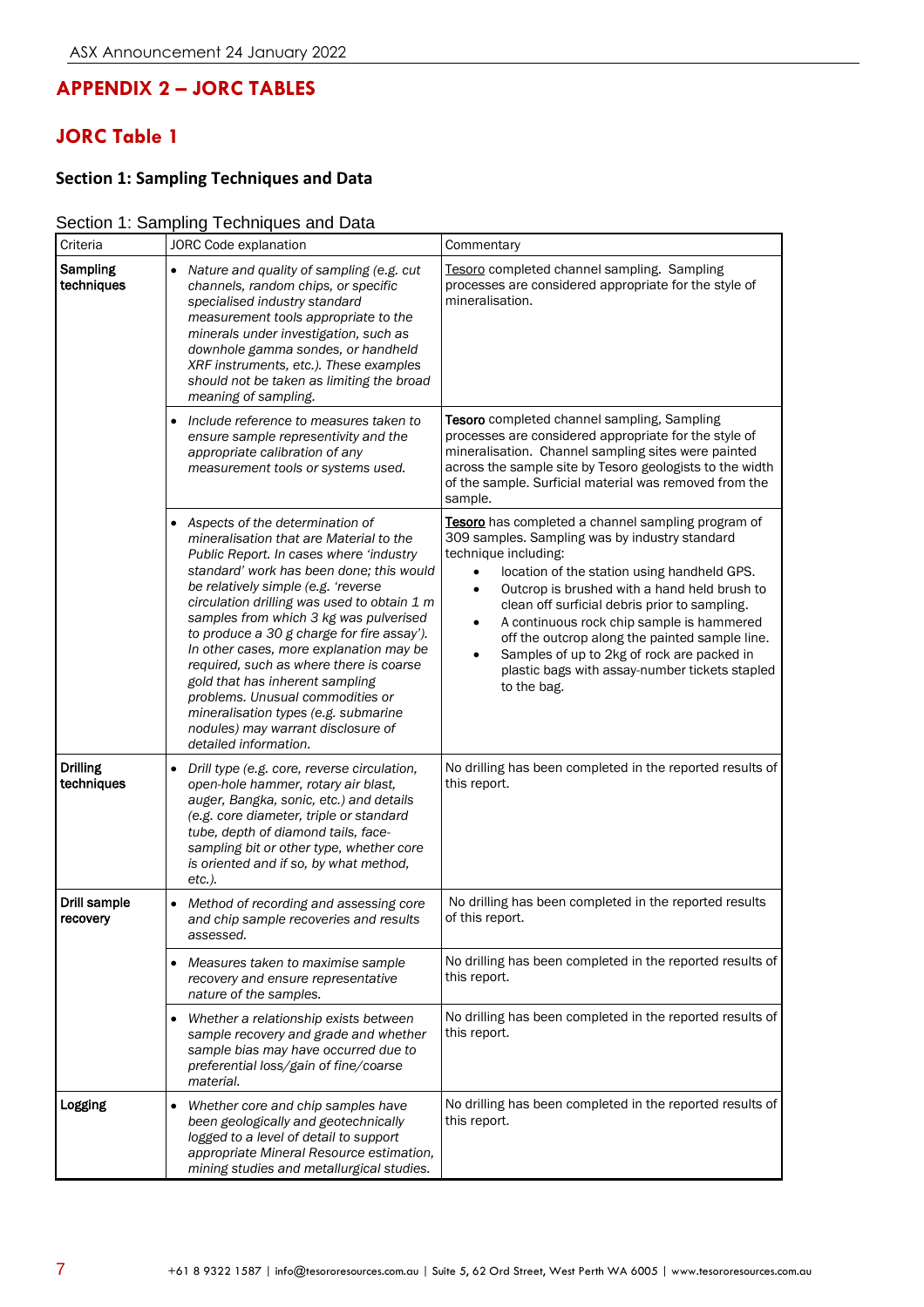## APPENDIX 2 – JORC TABLES

## JORC Table 1

### Section 1: Sampling Techniques and Data

Section 1: Sampling Techniques and Data

| Criteria | JORC Code explanation | Commentary |
|---|---|---|
| **Sampling techniques** | • *Nature and quality of sampling (e.g. cut channels, random chips, or specific specialised industry standard measurement tools appropriate to the minerals under investigation, such as downhole gamma sondes, or handheld XRF instruments, etc.). These examples should not be taken as limiting the broad meaning of sampling.* | Tesoro completed channel sampling. Sampling processes are considered appropriate for the style of mineralisation. |
| | • *Include reference to measures taken to ensure sample representivity and the appropriate calibration of any measurement tools or systems used.* | **Tesoro** completed channel sampling, Sampling processes are considered appropriate for the style of mineralisation. Channel sampling sites were painted across the sample site by Tesoro geologists to the width of the sample. Surficial material was removed from the sample. |
| | • *Aspects of the determination of mineralisation that are Material to the Public Report. In cases where 'industry standard' work has been done; this would be relatively simple (e.g. 'reverse circulation drilling was used to obtain 1 m samples from which 3 kg was pulverised to produce a 30 g charge for fire assay'). In other cases, more explanation may be required, such as where there is coarse gold that has inherent sampling problems. Unusual commodities or mineralisation types (e.g. submarine nodules) may warrant disclosure of detailed information.* | **Tesoro** has completed a channel sampling program of 309 samples. Sampling was by industry standard technique including:<br>• location of the station using handheld GPS.<br>• Outcrop is brushed with a hand held brush to clean off surficial debris prior to sampling.<br>• A continuous rock chip sample is hammered off the outcrop along the painted sample line.<br>• Samples of up to 2kg of rock are packed in plastic bags with assay-number tickets stapled to the bag. |
| **Drilling techniques** | • *Drill type (e.g. core, reverse circulation, open-hole hammer, rotary air blast, auger, Bangka, sonic, etc.) and details (e.g. core diameter, triple or standard tube, depth of diamond tails, face-sampling bit or other type, whether core is oriented and if so, by what method, etc.).* | No drilling has been completed in the reported results of this report. |
| **Drill sample recovery** | • *Method of recording and assessing core and chip sample recoveries and results assessed.* | No drilling has been completed in the reported results of this report. |
| | • *Measures taken to maximise sample recovery and ensure representative nature of the samples.* | No drilling has been completed in the reported results of this report. |
| | • *Whether a relationship exists between sample recovery and grade and whether sample bias may have occurred due to preferential loss/gain of fine/coarse material.* | No drilling has been completed in the reported results of this report. |
| **Logging** | • *Whether core and chip samples have been geologically and geotechnically logged to a level of detail to support appropriate Mineral Resource estimation, mining studies and metallurgical studies.* | No drilling has been completed in the reported results of this report. |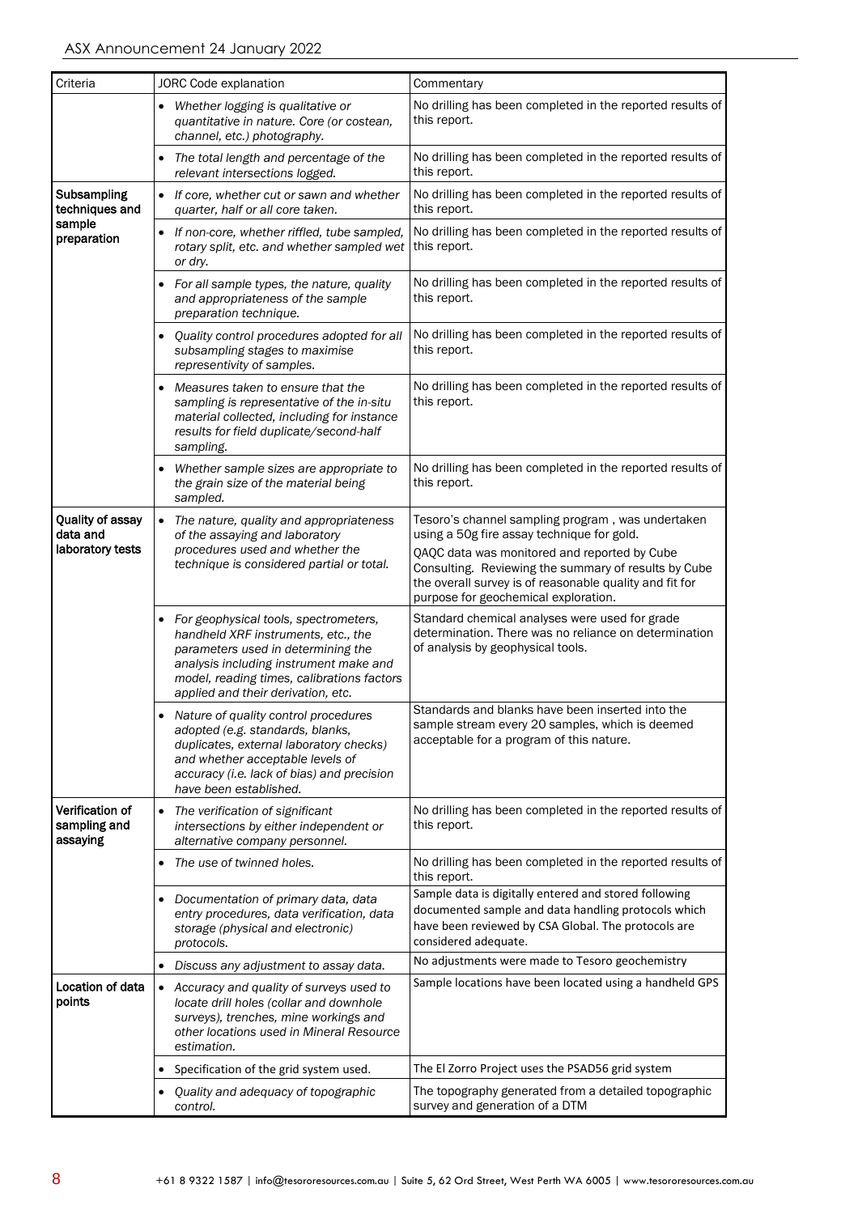| Criteria | JORC Code explanation | Commentary |
|---|---|---|
| | • *Whether logging is qualitative or quantitative in nature. Core (or costean, channel, etc.) photography.* | No drilling has been completed in the reported results of this report. |
| | • *The total length and percentage of the relevant intersections logged.* | No drilling has been completed in the reported results of this report. |
| **Subsampling techniques and sample preparation** | • *If core, whether cut or sawn and whether quarter, half or all core taken.* | No drilling has been completed in the reported results of this report. |
| | • *If non-core, whether riffled, tube sampled, rotary split, etc. and whether sampled wet or dry.* | No drilling has been completed in the reported results of this report. |
| | • *For all sample types, the nature, quality and appropriateness of the sample preparation technique.* | No drilling has been completed in the reported results of this report. |
| | • *Quality control procedures adopted for all subsampling stages to maximise representivity of samples.* | No drilling has been completed in the reported results of this report. |
| | • *Measures taken to ensure that the sampling is representative of the in-situ material collected, including for instance results for field duplicate/second-half sampling.* | No drilling has been completed in the reported results of this report. |
| | • *Whether sample sizes are appropriate to the grain size of the material being sampled.* | No drilling has been completed in the reported results of this report. |
| **Quality of assay data and laboratory tests** | • *The nature, quality and appropriateness of the assaying and laboratory procedures used and whether the technique is considered partial or total.* | Tesoro's channel sampling program , was undertaken using a 50g fire assay technique for gold.<br>QAQC data was monitored and reported by Cube Consulting. Reviewing the summary of results by Cube the overall survey is of reasonable quality and fit for purpose for geochemical exploration. |
| | • *For geophysical tools, spectrometers, handheld XRF instruments, etc., the parameters used in determining the analysis including instrument make and model, reading times, calibrations factors applied and their derivation, etc.* | Standard chemical analyses were used for grade determination. There was no reliance on determination of analysis by geophysical tools. |
| | • *Nature of quality control procedures adopted (e.g. standards, blanks, duplicates, external laboratory checks) and whether acceptable levels of accuracy (i.e. lack of bias) and precision have been established.* | Standards and blanks have been inserted into the sample stream every 20 samples, which is deemed acceptable for a program of this nature. |
| **Verification of sampling and assaying** | • *The verification of significant intersections by either independent or alternative company personnel.* | No drilling has been completed in the reported results of this report. |
| | • *The use of twinned holes.* | No drilling has been completed in the reported results of this report. |
| | • *Documentation of primary data, data entry procedures, data verification, data storage (physical and electronic) protocols.* | Sample data is digitally entered and stored following documented sample and data handling protocols which have been reviewed by CSA Global. The protocols are considered adequate. |
| | • *Discuss any adjustment to assay data.* | No adjustments were made to Tesoro geochemistry |
| **Location of data points** | • *Accuracy and quality of surveys used to locate drill holes (collar and downhole surveys), trenches, mine workings and other locations used in Mineral Resource estimation.* | Sample locations have been located using a handheld GPS |
| | • Specification of the grid system used. | The El Zorro Project uses the PSAD56 grid system |
| | • *Quality and adequacy of topographic control.* | The topography generated from a detailed topographic survey and generation of a DTM |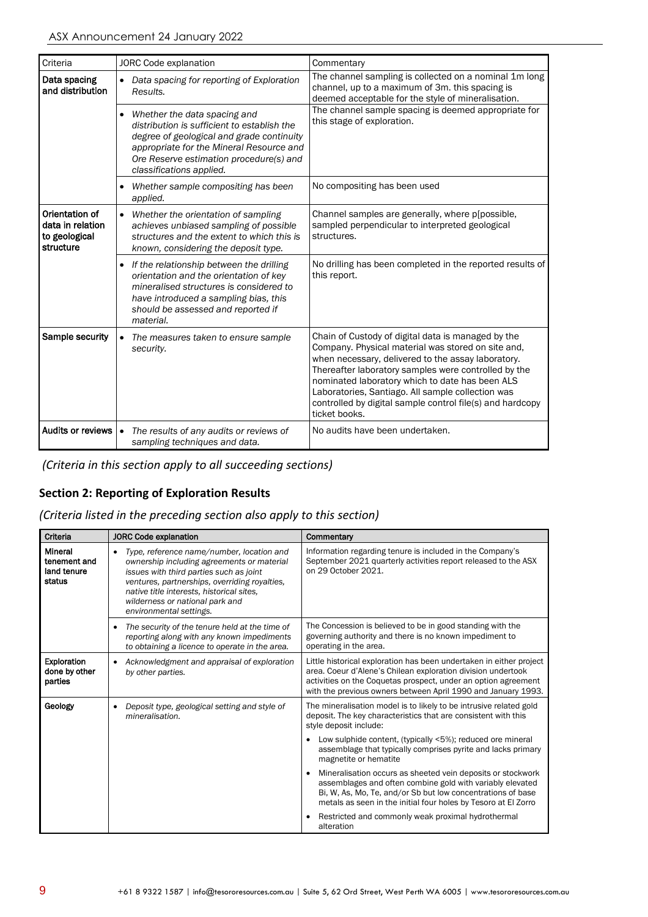| Criteria | JORC Code explanation | Commentary |
|---|---|---|
| **Data spacing and distribution** | • *Data spacing for reporting of Exploration Results.* | The channel sampling is collected on a nominal 1m long channel, up to a maximum of 3m. this spacing is deemed acceptable for the style of mineralisation. |
| | • *Whether the data spacing and distribution is sufficient to establish the degree of geological and grade continuity appropriate for the Mineral Resource and Ore Reserve estimation procedure(s) and classifications applied.* | The channel sample spacing is deemed appropriate for this stage of exploration. |
| | • *Whether sample compositing has been applied.* | No compositing has been used |
| **Orientation of data in relation to geological structure** | • *Whether the orientation of sampling achieves unbiased sampling of possible structures and the extent to which this is known, considering the deposit type.* | Channel samples are generally, where p[possible, sampled perpendicular to interpreted geological structures. |
| | • *If the relationship between the drilling orientation and the orientation of key mineralised structures is considered to have introduced a sampling bias, this should be assessed and reported if material.* | No drilling has been completed in the reported results of this report. |
| **Sample security** | • *The measures taken to ensure sample security.* | Chain of Custody of digital data is managed by the Company. Physical material was stored on site and, when necessary, delivered to the assay laboratory. Thereafter laboratory samples were controlled by the nominated laboratory which to date has been ALS Laboratories, Santiago. All sample collection was controlled by digital sample control file(s) and hardcopy ticket books. |
| **Audits or reviews** | • *The results of any audits or reviews of sampling techniques and data.* | No audits have been undertaken. |

*(Criteria in this section apply to all succeeding sections)*

## Section 2: Reporting of Exploration Results

*(Criteria listed in the preceding section also apply to this section)*

| Criteria | JORC Code explanation | Commentary |
|---|---|---|
| **Mineral tenement and land tenure status** | • *Type, reference name/number, location and ownership including agreements or material issues with third parties such as joint ventures, partnerships, overriding royalties, native title interests, historical sites, wilderness or national park and environmental settings.* | Information regarding tenure is included in the Company's September 2021 quarterly activities report released to the ASX on 29 October 2021. |
| | • *The security of the tenure held at the time of reporting along with any known impediments to obtaining a licence to operate in the area.* | The Concession is believed to be in good standing with the governing authority and there is no known impediment to operating in the area. |
| **Exploration done by other parties** | • *Acknowledgment and appraisal of exploration by other parties.* | Little historical exploration has been undertaken in either project area. Coeur d'Alene's Chilean exploration division undertook activities on the Coquetas prospect, under an option agreement with the previous owners between April 1990 and January 1993. |
| **Geology** | • *Deposit type, geological setting and style of mineralisation.* | The mineralisation model is to likely to be intrusive related gold deposit. The key characteristics that are consistent with this style deposit include:<br>• Low sulphide content, (typically <5%); reduced ore mineral assemblage that typically comprises pyrite and lacks primary magnetite or hematite<br>• Mineralisation occurs as sheeted vein deposits or stockwork assemblages and often combine gold with variably elevated Bi, W, As, Mo, Te, and/or Sb but low concentrations of base metals as seen in the initial four holes by Tesoro at El Zorro<br>• Restricted and commonly weak proximal hydrothermal alteration |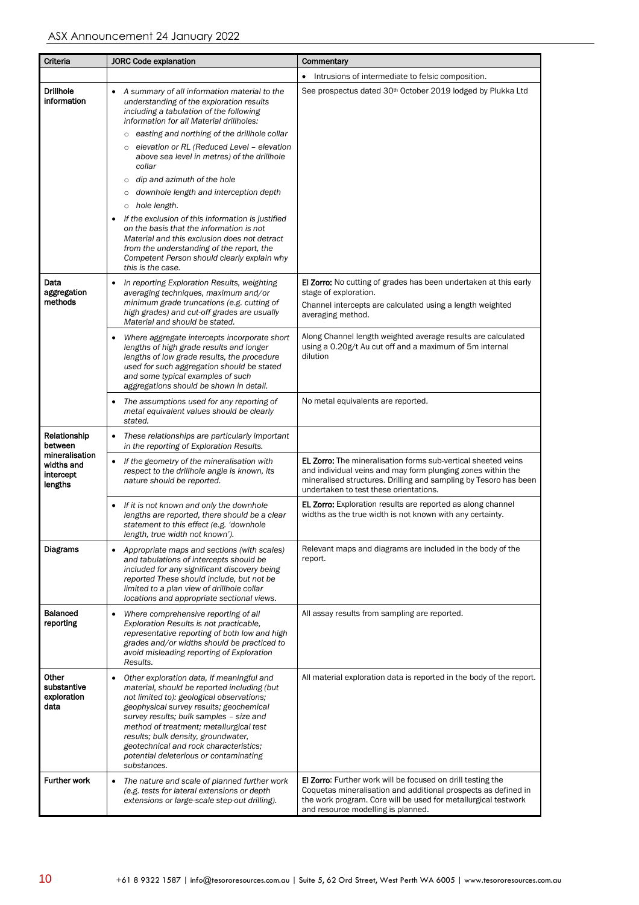| Criteria | JORC Code explanation | Commentary |
|---|---|---|
| | | • Intrusions of intermediate to felsic composition. |
| **Drillhole information** | • *A summary of all information material to the understanding of the exploration results including a tabulation of the following information for all Material drillholes:*<br>○ *easting and northing of the drillhole collar*<br>○ *elevation or RL (Reduced Level – elevation above sea level in metres) of the drillhole collar*<br>○ *dip and azimuth of the hole*<br>○ *downhole length and interception depth*<br>○ *hole length.*<br>• *If the exclusion of this information is justified on the basis that the information is not Material and this exclusion does not detract from the understanding of the report, the Competent Person should clearly explain why this is the case.* | See prospectus dated 30th October 2019 lodged by Plukka Ltd |
| **Data aggregation methods** | • *In reporting Exploration Results, weighting averaging techniques, maximum and/or minimum grade truncations (e.g. cutting of high grades) and cut-off grades are usually Material and should be stated.* | **El Zorro:** No cutting of grades has been undertaken at this early stage of exploration.<br>Channel intercepts are calculated using a length weighted averaging method. |
| | • *Where aggregate intercepts incorporate short lengths of high grade results and longer lengths of low grade results, the procedure used for such aggregation should be stated and some typical examples of such aggregations should be shown in detail.* | Along Channel length weighted average results are calculated using a 0.20g/t Au cut off and a maximum of 5m internal dilution |
| | • *The assumptions used for any reporting of metal equivalent values should be clearly stated.* | No metal equivalents are reported. |
| **Relationship between mineralisation widths and intercept lengths** | • *These relationships are particularly important in the reporting of Exploration Results.* | |
| | • *If the geometry of the mineralisation with respect to the drillhole angle is known, its nature should be reported.* | **EL Zorro:** The mineralisation forms sub-vertical sheeted veins and individual veins and may form plunging zones within the mineralised structures. Drilling and sampling by Tesoro has been undertaken to test these orientations. |
| | • *If it is not known and only the downhole lengths are reported, there should be a clear statement to this effect (e.g. 'downhole length, true width not known').* | **EL Zorro:** Exploration results are reported as along channel widths as the true width is not known with any certainty. |
| **Diagrams** | • *Appropriate maps and sections (with scales) and tabulations of intercepts should be included for any significant discovery being reported These should include, but not be limited to a plan view of drillhole collar locations and appropriate sectional views.* | Relevant maps and diagrams are included in the body of the report. |
| **Balanced reporting** | • *Where comprehensive reporting of all Exploration Results is not practicable, representative reporting of both low and high grades and/or widths should be practiced to avoid misleading reporting of Exploration Results.* | All assay results from sampling are reported. |
| **Other substantive exploration data** | • *Other exploration data, if meaningful and material, should be reported including (but not limited to): geological observations; geophysical survey results; geochemical survey results; bulk samples – size and method of treatment; metallurgical test results; bulk density, groundwater, geotechnical and rock characteristics; potential deleterious or contaminating substances.* | All material exploration data is reported in the body of the report. |
| **Further work** | • *The nature and scale of planned further work (e.g. tests for lateral extensions or depth extensions or large-scale step-out drilling).* | **El Zorro**: Further work will be focused on drill testing the Coquetas mineralisation and additional prospects as defined in the work program. Core will be used for metallurgical testwork and resource modelling is planned. |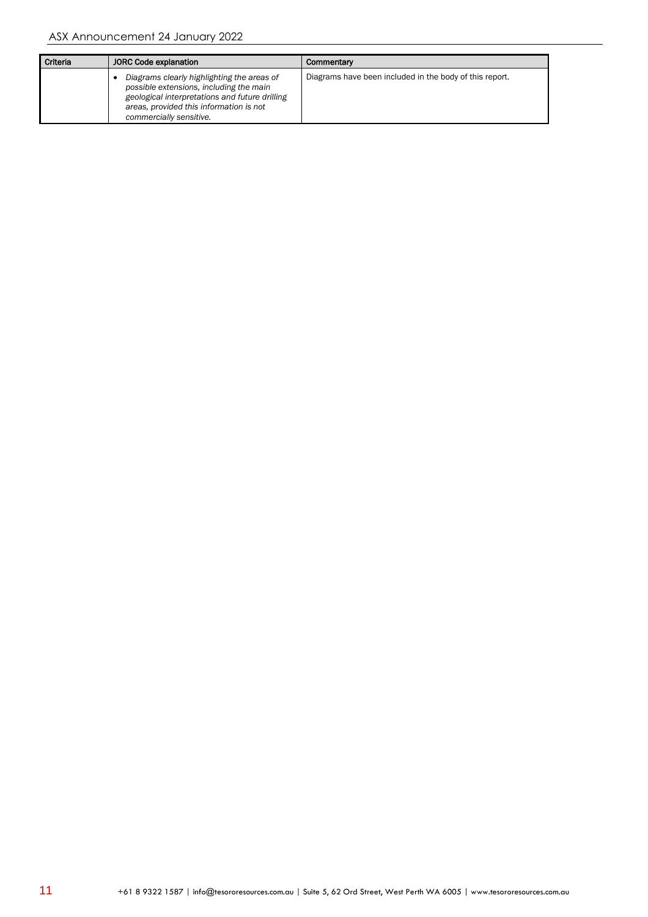| Criteria | JORC Code explanation | Commentary |
|---|---|---|
| | • *Diagrams clearly highlighting the areas of possible extensions, including the main geological interpretations and future drilling areas, provided this information is not commercially sensitive.* | Diagrams have been included in the body of this report. |